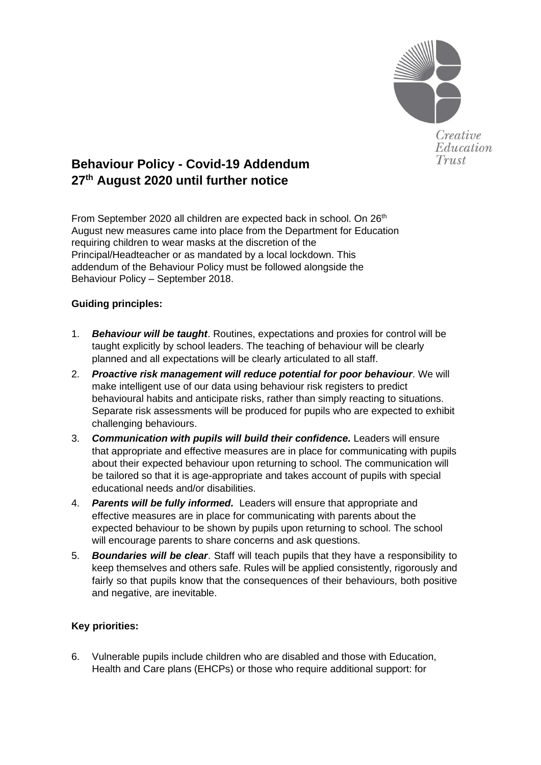Creative Education Trust

# Behaviour Policy - Covid-19 Addendum
# 27th August 2020 until further notice

From September 2020 all children are expected back in school. On 26th August new measures came into place from the Department for Education requiring children to wear masks at the discretion of the Principal/Headteacher or as mandated by a local lockdown. This addendum of the Behaviour Policy must be followed alongside the Behaviour Policy – September 2018.

**Guiding principles:**

1. ***Behaviour will be taught***. Routines, expectations and proxies for control will be taught explicitly by school leaders. The teaching of behaviour will be clearly planned and all expectations will be clearly articulated to all staff.
2. ***Proactive risk management will reduce potential for poor behaviour***. We will make intelligent use of our data using behaviour risk registers to predict behavioural habits and anticipate risks, rather than simply reacting to situations. Separate risk assessments will be produced for pupils who are expected to exhibit challenging behaviours.
3. ***Communication with pupils will build their confidence.*** Leaders will ensure that appropriate and effective measures are in place for communicating with pupils about their expected behaviour upon returning to school. The communication will be tailored so that it is age-appropriate and takes account of pupils with special educational needs and/or disabilities.
4. ***Parents will be fully informed.*** Leaders will ensure that appropriate and effective measures are in place for communicating with parents about the expected behaviour to be shown by pupils upon returning to school. The school will encourage parents to share concerns and ask questions.
5. ***Boundaries will be clear***. Staff will teach pupils that they have a responsibility to keep themselves and others safe. Rules will be applied consistently, rigorously and fairly so that pupils know that the consequences of their behaviours, both positive and negative, are inevitable.

**Key priorities:**

6. Vulnerable pupils include children who are disabled and those with Education, Health and Care plans (EHCPs) or those who require additional support: for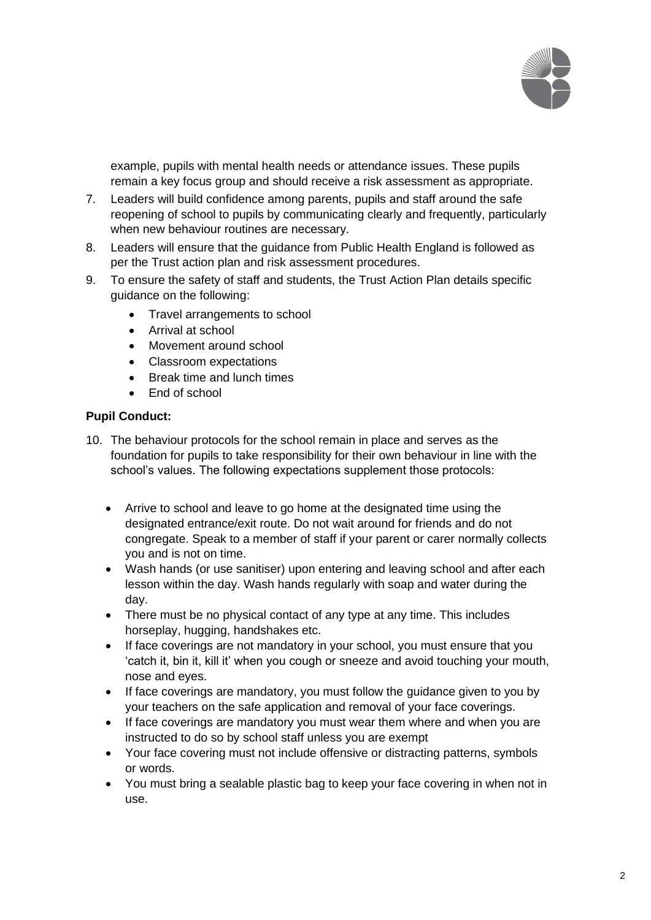example, pupils with mental health needs or attendance issues. These pupils remain a key focus group and should receive a risk assessment as appropriate.

7. Leaders will build confidence among parents, pupils and staff around the safe reopening of school to pupils by communicating clearly and frequently, particularly when new behaviour routines are necessary.
8. Leaders will ensure that the guidance from Public Health England is followed as per the Trust action plan and risk assessment procedures.
9. To ensure the safety of staff and students, the Trust Action Plan details specific guidance on the following:
   - Travel arrangements to school
   - Arrival at school
   - Movement around school
   - Classroom expectations
   - Break time and lunch times
   - End of school

**Pupil Conduct:**

10. The behaviour protocols for the school remain in place and serves as the foundation for pupils to take responsibility for their own behaviour in line with the school's values. The following expectations supplement those protocols:

    - Arrive to school and leave to go home at the designated time using the designated entrance/exit route. Do not wait around for friends and do not congregate. Speak to a member of staff if your parent or carer normally collects you and is not on time.
    - Wash hands (or use sanitiser) upon entering and leaving school and after each lesson within the day. Wash hands regularly with soap and water during the day.
    - There must be no physical contact of any type at any time. This includes horseplay, hugging, handshakes etc.
    - If face coverings are not mandatory in your school, you must ensure that you 'catch it, bin it, kill it' when you cough or sneeze and avoid touching your mouth, nose and eyes.
    - If face coverings are mandatory, you must follow the guidance given to you by your teachers on the safe application and removal of your face coverings.
    - If face coverings are mandatory you must wear them where and when you are instructed to do so by school staff unless you are exempt
    - Your face covering must not include offensive or distracting patterns, symbols or words.
    - You must bring a sealable plastic bag to keep your face covering in when not in use.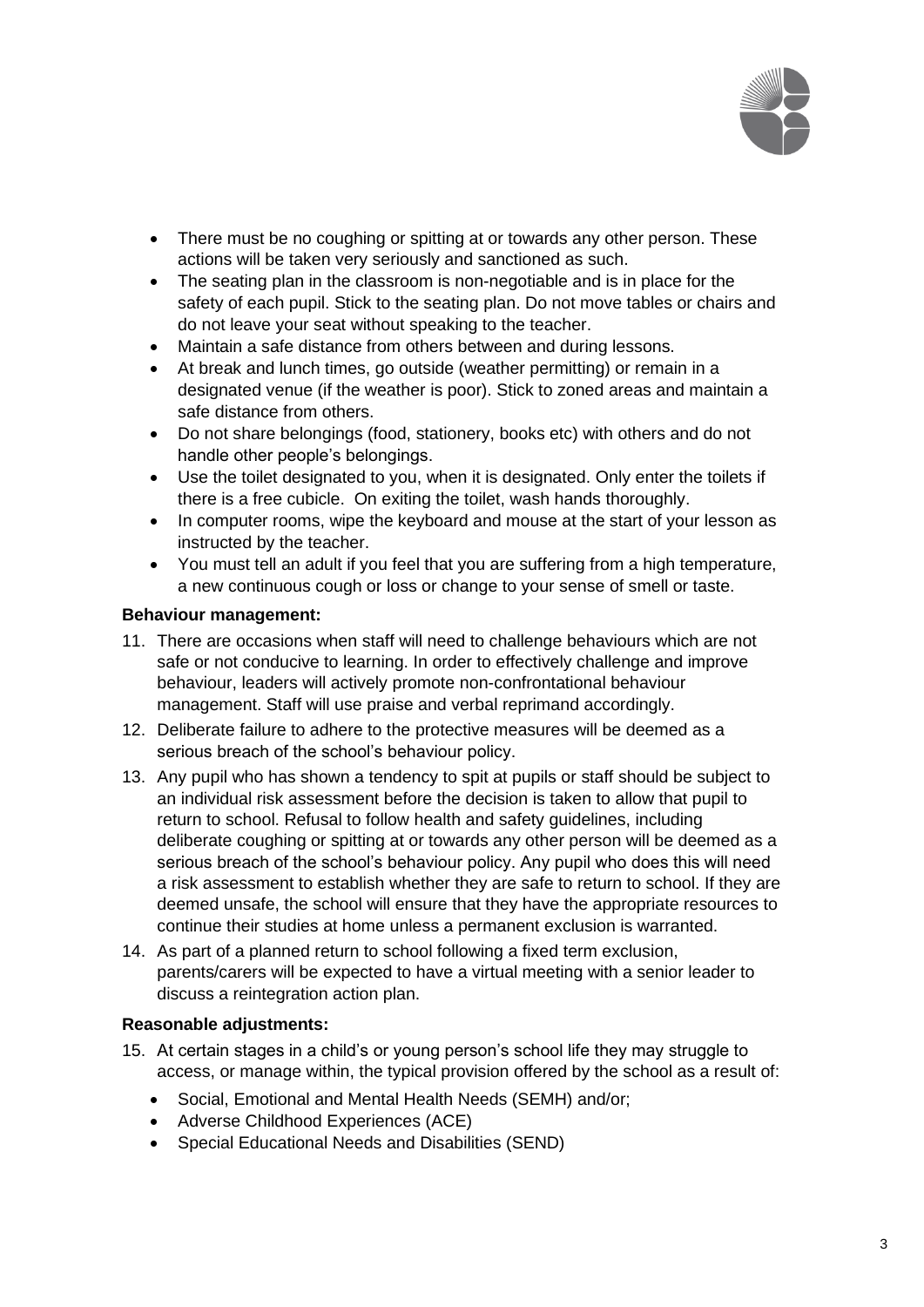- There must be no coughing or spitting at or towards any other person. These actions will be taken very seriously and sanctioned as such.
- The seating plan in the classroom is non-negotiable and is in place for the safety of each pupil. Stick to the seating plan. Do not move tables or chairs and do not leave your seat without speaking to the teacher.
- Maintain a safe distance from others between and during lessons.
- At break and lunch times, go outside (weather permitting) or remain in a designated venue (if the weather is poor). Stick to zoned areas and maintain a safe distance from others.
- Do not share belongings (food, stationery, books etc) with others and do not handle other people's belongings.
- Use the toilet designated to you, when it is designated. Only enter the toilets if there is a free cubicle. On exiting the toilet, wash hands thoroughly.
- In computer rooms, wipe the keyboard and mouse at the start of your lesson as instructed by the teacher.
- You must tell an adult if you feel that you are suffering from a high temperature, a new continuous cough or loss or change to your sense of smell or taste.

**Behaviour management:**

11. There are occasions when staff will need to challenge behaviours which are not safe or not conducive to learning. In order to effectively challenge and improve behaviour, leaders will actively promote non-confrontational behaviour management. Staff will use praise and verbal reprimand accordingly.
12. Deliberate failure to adhere to the protective measures will be deemed as a serious breach of the school's behaviour policy.
13. Any pupil who has shown a tendency to spit at pupils or staff should be subject to an individual risk assessment before the decision is taken to allow that pupil to return to school. Refusal to follow health and safety guidelines, including deliberate coughing or spitting at or towards any other person will be deemed as a serious breach of the school's behaviour policy. Any pupil who does this will need a risk assessment to establish whether they are safe to return to school. If they are deemed unsafe, the school will ensure that they have the appropriate resources to continue their studies at home unless a permanent exclusion is warranted.
14. As part of a planned return to school following a fixed term exclusion, parents/carers will be expected to have a virtual meeting with a senior leader to discuss a reintegration action plan.

**Reasonable adjustments:**

15. At certain stages in a child's or young person's school life they may struggle to access, or manage within, the typical provision offered by the school as a result of:
    - Social, Emotional and Mental Health Needs (SEMH) and/or;
    - Adverse Childhood Experiences (ACE)
    - Special Educational Needs and Disabilities (SEND)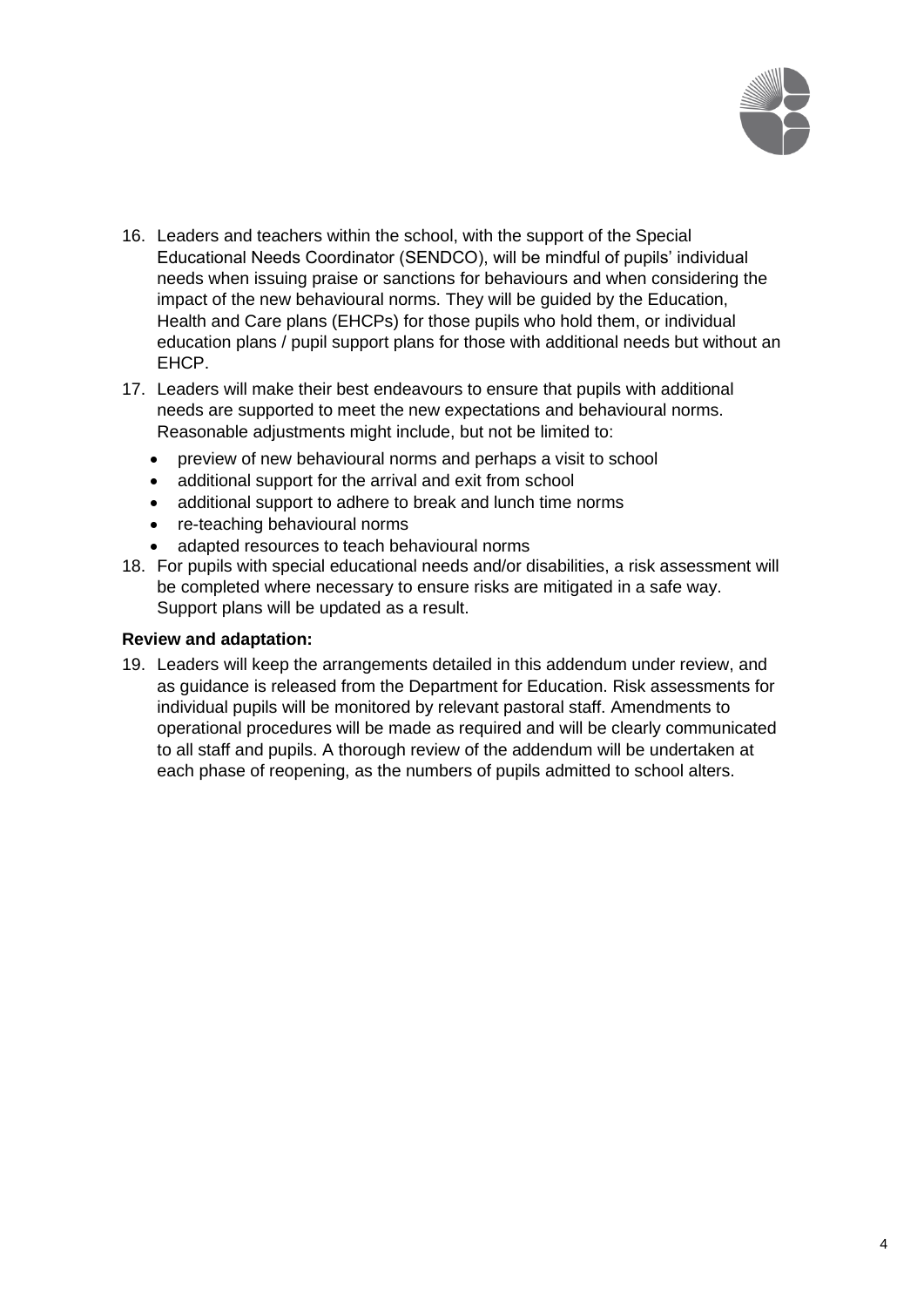16. Leaders and teachers within the school, with the support of the Special Educational Needs Coordinator (SENDCO), will be mindful of pupils' individual needs when issuing praise or sanctions for behaviours and when considering the impact of the new behavioural norms. They will be guided by the Education, Health and Care plans (EHCPs) for those pupils who hold them, or individual education plans / pupil support plans for those with additional needs but without an EHCP.
17. Leaders will make their best endeavours to ensure that pupils with additional needs are supported to meet the new expectations and behavioural norms. Reasonable adjustments might include, but not be limited to:
    - preview of new behavioural norms and perhaps a visit to school
    - additional support for the arrival and exit from school
    - additional support to adhere to break and lunch time norms
    - re-teaching behavioural norms
    - adapted resources to teach behavioural norms
18. For pupils with special educational needs and/or disabilities, a risk assessment will be completed where necessary to ensure risks are mitigated in a safe way. Support plans will be updated as a result.

**Review and adaptation:**

19. Leaders will keep the arrangements detailed in this addendum under review, and as guidance is released from the Department for Education. Risk assessments for individual pupils will be monitored by relevant pastoral staff. Amendments to operational procedures will be made as required and will be clearly communicated to all staff and pupils. A thorough review of the addendum will be undertaken at each phase of reopening, as the numbers of pupils admitted to school alters.